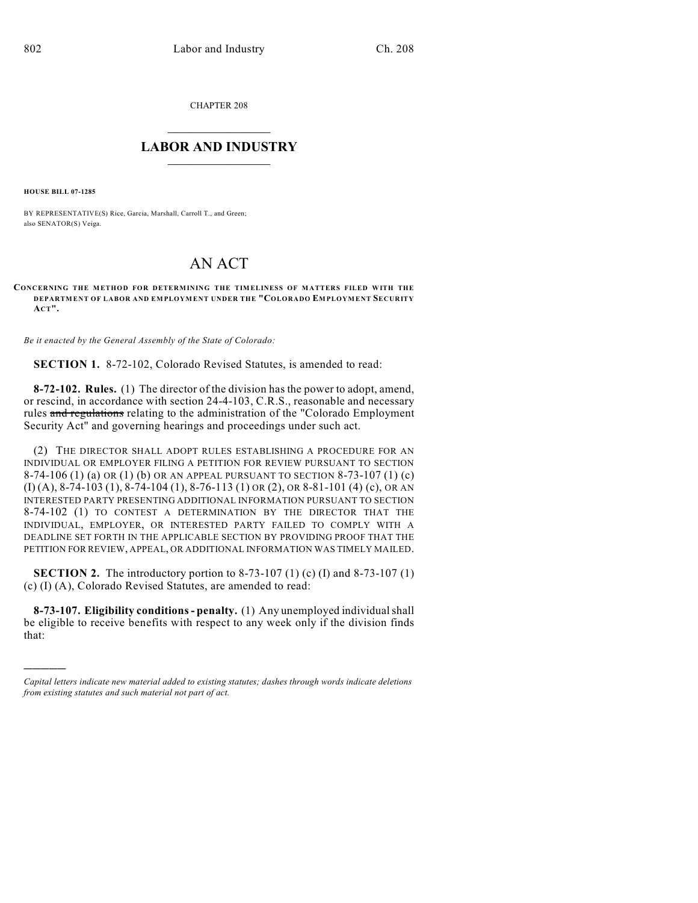CHAPTER 208

# LABOR AND INDUSTRY

**HOUSE BILL 07-1285**

BY REPRESENTATIVE(S) Rice, Garcia, Marshall, Carroll T., and Green; also SENATOR(S) Veiga.

# AN ACT

**CONCERNING THE METHOD FOR DETERMINING THE TIMELINESS OF MATTERS FILED WITH THE DEPARTMENT OF LABOR AND EMPLOYMENT UNDER THE "COLORADO EMPLOYMENT SECURITY ACT".**

*Be it enacted by the General Assembly of the State of Colorado:*

**SECTION 1.** 8-72-102, Colorado Revised Statutes, is amended to read:

**8-72-102. Rules.** (1) The director of the division has the power to adopt, amend, or rescind, in accordance with section 24-4-103, C.R.S., reasonable and necessary rules ~~and regulations~~ relating to the administration of the "Colorado Employment Security Act" and governing hearings and proceedings under such act.

(2) THE DIRECTOR SHALL ADOPT RULES ESTABLISHING A PROCEDURE FOR AN INDIVIDUAL OR EMPLOYER FILING A PETITION FOR REVIEW PURSUANT TO SECTION 8-74-106 (1) (a) OR (1) (b) OR AN APPEAL PURSUANT TO SECTION 8-73-107 (1) (c) (I) (A), 8-74-103 (1), 8-74-104 (1), 8-76-113 (1) OR (2), OR 8-81-101 (4) (c), OR AN INTERESTED PARTY PRESENTING ADDITIONAL INFORMATION PURSUANT TO SECTION 8-74-102 (1) TO CONTEST A DETERMINATION BY THE DIRECTOR THAT THE INDIVIDUAL, EMPLOYER, OR INTERESTED PARTY FAILED TO COMPLY WITH A DEADLINE SET FORTH IN THE APPLICABLE SECTION BY PROVIDING PROOF THAT THE PETITION FOR REVIEW, APPEAL, OR ADDITIONAL INFORMATION WAS TIMELY MAILED.

**SECTION 2.** The introductory portion to 8-73-107 (1) (c) (I) and 8-73-107 (1) (c) (I) (A), Colorado Revised Statutes, are amended to read:

**8-73-107. Eligibility conditions - penalty.** (1) Any unemployed individual shall be eligible to receive benefits with respect to any week only if the division finds that:

---

*Capital letters indicate new material added to existing statutes; dashes through words indicate deletions from existing statutes and such material not part of act.*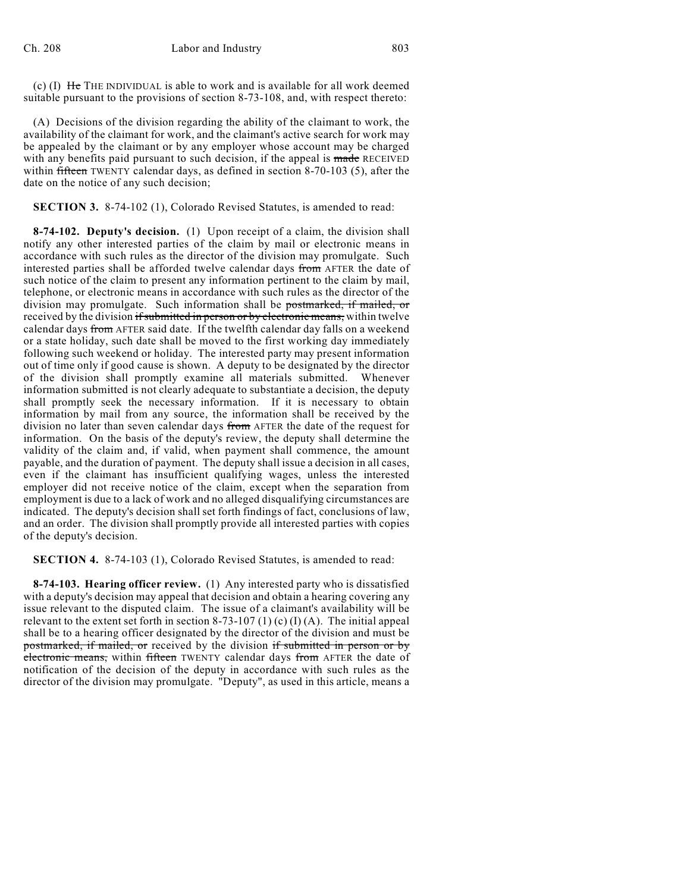(c) (I) ~~He~~ THE INDIVIDUAL is able to work and is available for all work deemed suitable pursuant to the provisions of section 8-73-108, and, with respect thereto:

(A) Decisions of the division regarding the ability of the claimant to work, the availability of the claimant for work, and the claimant's active search for work may be appealed by the claimant or by any employer whose account may be charged with any benefits paid pursuant to such decision, if the appeal is ~~made~~ RECEIVED within ~~fifteen~~ TWENTY calendar days, as defined in section 8-70-103 (5), after the date on the notice of any such decision;

**SECTION 3.** 8-74-102 (1), Colorado Revised Statutes, is amended to read:

**8-74-102. Deputy's decision.** (1) Upon receipt of a claim, the division shall notify any other interested parties of the claim by mail or electronic means in accordance with such rules as the director of the division may promulgate. Such interested parties shall be afforded twelve calendar days ~~from~~ AFTER the date of such notice of the claim to present any information pertinent to the claim by mail, telephone, or electronic means in accordance with such rules as the director of the division may promulgate. Such information shall be ~~postmarked, if mailed, or~~ received by the division ~~if submitted in person or by electronic means,~~ within twelve calendar days ~~from~~ AFTER said date. If the twelfth calendar day falls on a weekend or a state holiday, such date shall be moved to the first working day immediately following such weekend or holiday. The interested party may present information out of time only if good cause is shown. A deputy to be designated by the director of the division shall promptly examine all materials submitted. Whenever information submitted is not clearly adequate to substantiate a decision, the deputy shall promptly seek the necessary information. If it is necessary to obtain information by mail from any source, the information shall be received by the division no later than seven calendar days ~~from~~ AFTER the date of the request for information. On the basis of the deputy's review, the deputy shall determine the validity of the claim and, if valid, when payment shall commence, the amount payable, and the duration of payment. The deputy shall issue a decision in all cases, even if the claimant has insufficient qualifying wages, unless the interested employer did not receive notice of the claim, except when the separation from employment is due to a lack of work and no alleged disqualifying circumstances are indicated. The deputy's decision shall set forth findings of fact, conclusions of law, and an order. The division shall promptly provide all interested parties with copies of the deputy's decision.

**SECTION 4.** 8-74-103 (1), Colorado Revised Statutes, is amended to read:

**8-74-103. Hearing officer review.** (1) Any interested party who is dissatisfied with a deputy's decision may appeal that decision and obtain a hearing covering any issue relevant to the disputed claim. The issue of a claimant's availability will be relevant to the extent set forth in section 8-73-107 (1) (c) (I) (A). The initial appeal shall be to a hearing officer designated by the director of the division and must be ~~postmarked, if mailed, or~~ received by the division ~~if submitted in person or by electronic means,~~ within ~~fifteen~~ TWENTY calendar days ~~from~~ AFTER the date of notification of the decision of the deputy in accordance with such rules as the director of the division may promulgate. "Deputy", as used in this article, means a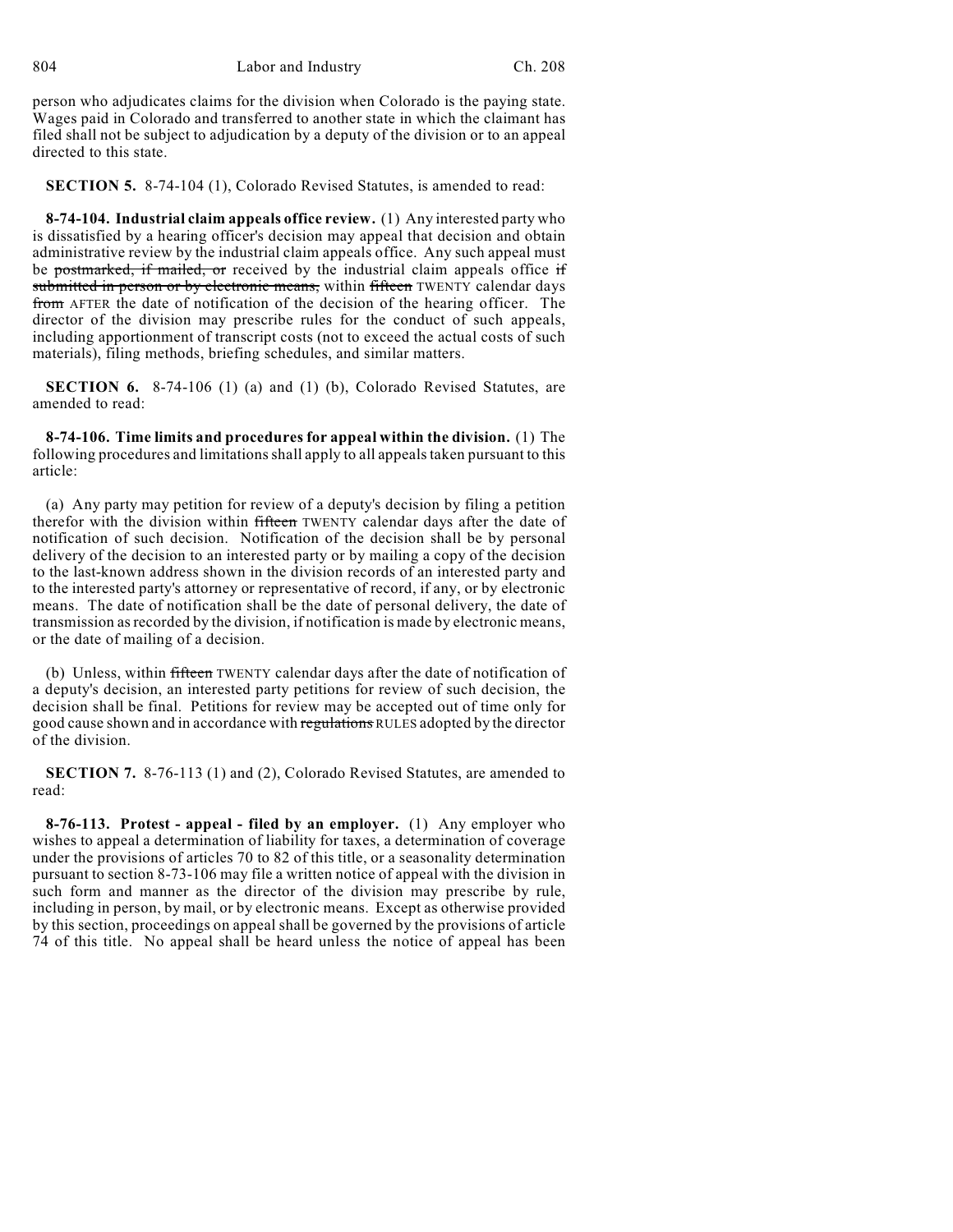person who adjudicates claims for the division when Colorado is the paying state. Wages paid in Colorado and transferred to another state in which the claimant has filed shall not be subject to adjudication by a deputy of the division or to an appeal directed to this state.

**SECTION 5.** 8-74-104 (1), Colorado Revised Statutes, is amended to read:

**8-74-104. Industrial claim appeals office review.** (1) Any interested party who is dissatisfied by a hearing officer's decision may appeal that decision and obtain administrative review by the industrial claim appeals office. Any such appeal must be ~~postmarked, if mailed, or~~ received by the industrial claim appeals office ~~if submitted in person or by electronic means,~~ within ~~fifteen~~ TWENTY calendar days ~~from~~ AFTER the date of notification of the decision of the hearing officer. The director of the division may prescribe rules for the conduct of such appeals, including apportionment of transcript costs (not to exceed the actual costs of such materials), filing methods, briefing schedules, and similar matters.

**SECTION 6.** 8-74-106 (1) (a) and (1) (b), Colorado Revised Statutes, are amended to read:

**8-74-106. Time limits and procedures for appeal within the division.** (1) The following procedures and limitations shall apply to all appeals taken pursuant to this article:

(a) Any party may petition for review of a deputy's decision by filing a petition therefor with the division within ~~fifteen~~ TWENTY calendar days after the date of notification of such decision. Notification of the decision shall be by personal delivery of the decision to an interested party or by mailing a copy of the decision to the last-known address shown in the division records of an interested party and to the interested party's attorney or representative of record, if any, or by electronic means. The date of notification shall be the date of personal delivery, the date of transmission as recorded by the division, if notification is made by electronic means, or the date of mailing of a decision.

(b) Unless, within ~~fifteen~~ TWENTY calendar days after the date of notification of a deputy's decision, an interested party petitions for review of such decision, the decision shall be final. Petitions for review may be accepted out of time only for good cause shown and in accordance with ~~regulations~~ RULES adopted by the director of the division.

**SECTION 7.** 8-76-113 (1) and (2), Colorado Revised Statutes, are amended to read:

**8-76-113. Protest - appeal - filed by an employer.** (1) Any employer who wishes to appeal a determination of liability for taxes, a determination of coverage under the provisions of articles 70 to 82 of this title, or a seasonality determination pursuant to section 8-73-106 may file a written notice of appeal with the division in such form and manner as the director of the division may prescribe by rule, including in person, by mail, or by electronic means. Except as otherwise provided by this section, proceedings on appeal shall be governed by the provisions of article 74 of this title. No appeal shall be heard unless the notice of appeal has been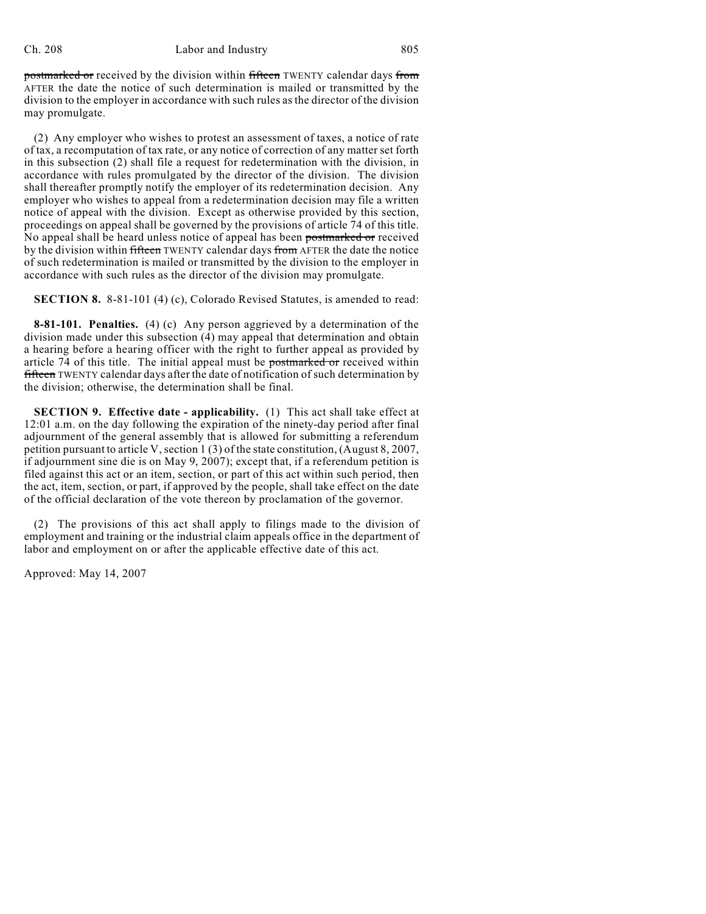~~postmarked or~~ received by the division within ~~fifteen~~ TWENTY calendar days ~~from~~ AFTER the date the notice of such determination is mailed or transmitted by the division to the employer in accordance with such rules as the director of the division may promulgate.

(2) Any employer who wishes to protest an assessment of taxes, a notice of rate of tax, a recomputation of tax rate, or any notice of correction of any matter set forth in this subsection (2) shall file a request for redetermination with the division, in accordance with rules promulgated by the director of the division. The division shall thereafter promptly notify the employer of its redetermination decision. Any employer who wishes to appeal from a redetermination decision may file a written notice of appeal with the division. Except as otherwise provided by this section, proceedings on appeal shall be governed by the provisions of article 74 of this title. No appeal shall be heard unless notice of appeal has been ~~postmarked or~~ received by the division within ~~fifteen~~ TWENTY calendar days ~~from~~ AFTER the date the notice of such redetermination is mailed or transmitted by the division to the employer in accordance with such rules as the director of the division may promulgate.

**SECTION 8.** 8-81-101 (4) (c), Colorado Revised Statutes, is amended to read:

**8-81-101. Penalties.** (4) (c) Any person aggrieved by a determination of the division made under this subsection (4) may appeal that determination and obtain a hearing before a hearing officer with the right to further appeal as provided by article 74 of this title. The initial appeal must be ~~postmarked or~~ received within ~~fifteen~~ TWENTY calendar days after the date of notification of such determination by the division; otherwise, the determination shall be final.

**SECTION 9. Effective date - applicability.** (1) This act shall take effect at 12:01 a.m. on the day following the expiration of the ninety-day period after final adjournment of the general assembly that is allowed for submitting a referendum petition pursuant to article V, section 1 (3) of the state constitution, (August 8, 2007, if adjournment sine die is on May 9, 2007); except that, if a referendum petition is filed against this act or an item, section, or part of this act within such period, then the act, item, section, or part, if approved by the people, shall take effect on the date of the official declaration of the vote thereon by proclamation of the governor.

(2) The provisions of this act shall apply to filings made to the division of employment and training or the industrial claim appeals office in the department of labor and employment on or after the applicable effective date of this act.

Approved: May 14, 2007